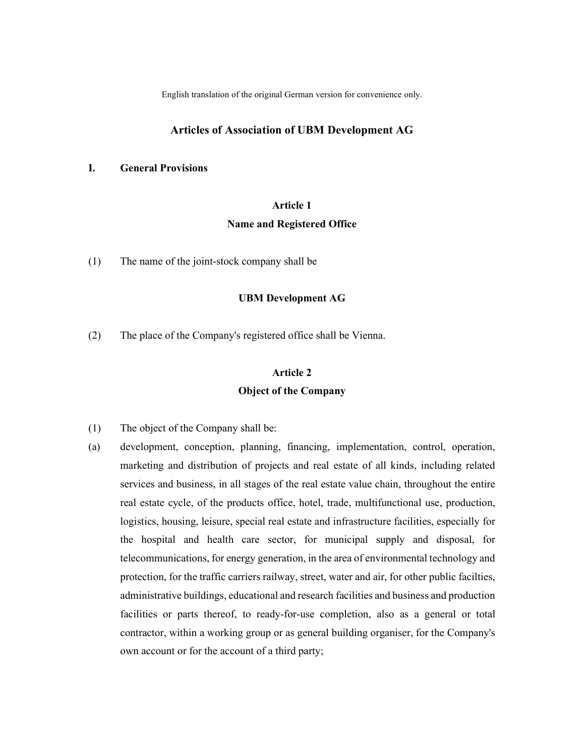English translation of the original German version for convenience only.

# Articles of Association of UBM Development AG

## I. General Provisions

### Article 1
### Name and Registered Office

(1) The name of the joint-stock company shall be

**UBM Development AG**

(2) The place of the Company's registered office shall be Vienna.

### Article 2
### Object of the Company

(1) The object of the Company shall be:

(a) development, conception, planning, financing, implementation, control, operation, marketing and distribution of projects and real estate of all kinds, including related services and business, in all stages of the real estate value chain, throughout the entire real estate cycle, of the products office, hotel, trade, multifunctional use, production, logistics, housing, leisure, special real estate and infrastructure facilities, especially for the hospital and health care sector, for municipal supply and disposal, for telecommunications, for energy generation, in the area of environmental technology and protection, for the traffic carriers railway, street, water and air, for other public facilties, administrative buildings, educational and research facilities and business and production facilities or parts thereof, to ready-for-use completion, also as a general or total contractor, within a working group or as general building organiser, for the Company's own account or for the account of a third party;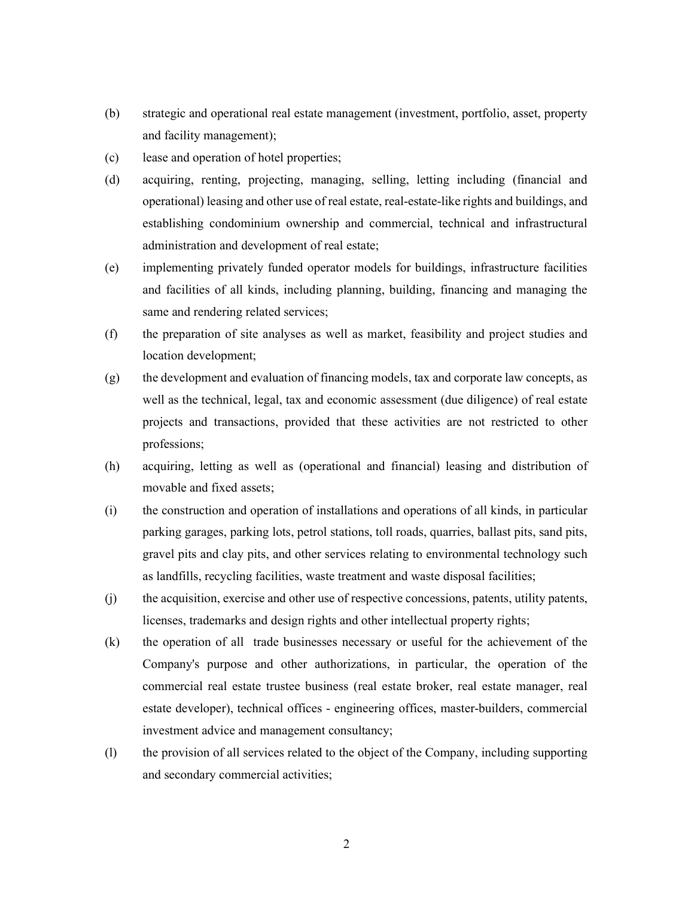(b) strategic and operational real estate management (investment, portfolio, asset, property and facility management);

(c) lease and operation of hotel properties;

(d) acquiring, renting, projecting, managing, selling, letting including (financial and operational) leasing and other use of real estate, real-estate-like rights and buildings, and establishing condominium ownership and commercial, technical and infrastructural administration and development of real estate;

(e) implementing privately funded operator models for buildings, infrastructure facilities and facilities of all kinds, including planning, building, financing and managing the same and rendering related services;

(f) the preparation of site analyses as well as market, feasibility and project studies and location development;

(g) the development and evaluation of financing models, tax and corporate law concepts, as well as the technical, legal, tax and economic assessment (due diligence) of real estate projects and transactions, provided that these activities are not restricted to other professions;

(h) acquiring, letting as well as (operational and financial) leasing and distribution of movable and fixed assets;

(i) the construction and operation of installations and operations of all kinds, in particular parking garages, parking lots, petrol stations, toll roads, quarries, ballast pits, sand pits, gravel pits and clay pits, and other services relating to environmental technology such as landfills, recycling facilities, waste treatment and waste disposal facilities;

(j) the acquisition, exercise and other use of respective concessions, patents, utility patents, licenses, trademarks and design rights and other intellectual property rights;

(k) the operation of all trade businesses necessary or useful for the achievement of the Company's purpose and other authorizations, in particular, the operation of the commercial real estate trustee business (real estate broker, real estate manager, real estate developer), technical offices - engineering offices, master-builders, commercial investment advice and management consultancy;

(l) the provision of all services related to the object of the Company, including supporting and secondary commercial activities;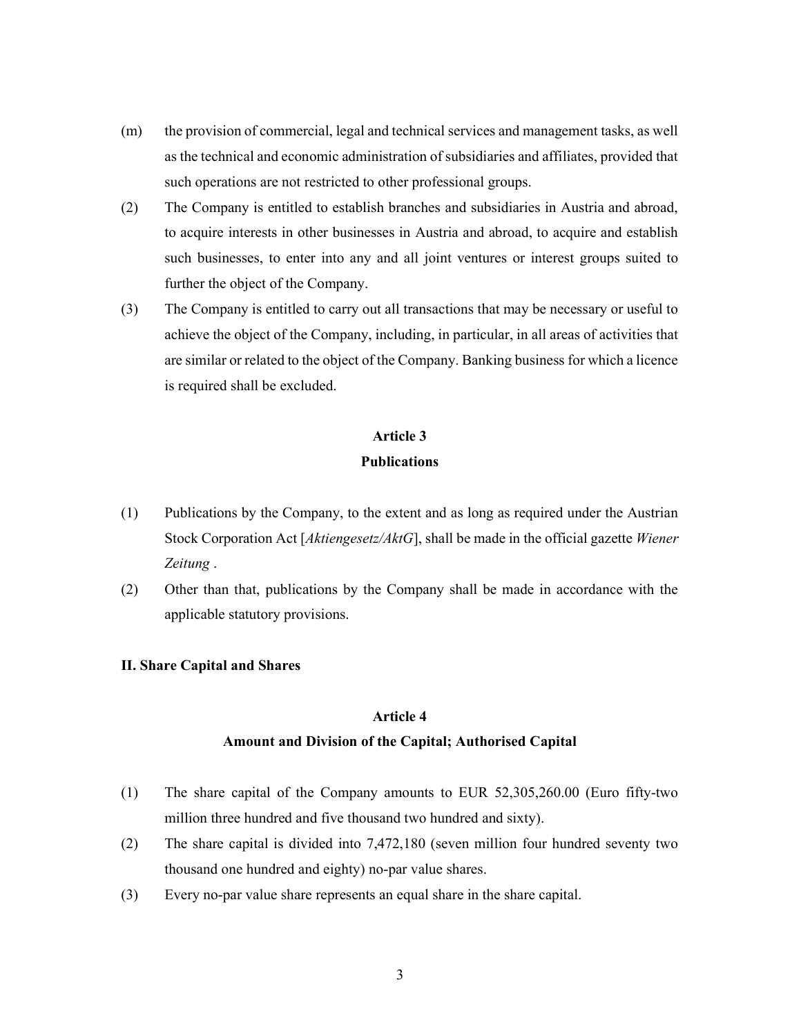(m) the provision of commercial, legal and technical services and management tasks, as well as the technical and economic administration of subsidiaries and affiliates, provided that such operations are not restricted to other professional groups.

(2) The Company is entitled to establish branches and subsidiaries in Austria and abroad, to acquire interests in other businesses in Austria and abroad, to acquire and establish such businesses, to enter into any and all joint ventures or interest groups suited to further the object of the Company.

(3) The Company is entitled to carry out all transactions that may be necessary or useful to achieve the object of the Company, including, in particular, in all areas of activities that are similar or related to the object of the Company. Banking business for which a licence is required shall be excluded.

### Article 3
### Publications

(1) Publications by the Company, to the extent and as long as required under the Austrian Stock Corporation Act [*Aktiengesetz/AktG*], shall be made in the official gazette *Wiener Zeitung* .

(2) Other than that, publications by the Company shall be made in accordance with the applicable statutory provisions.

## II. Share Capital and Shares

### Article 4
### Amount and Division of the Capital; Authorised Capital

(1) The share capital of the Company amounts to EUR 52,305,260.00 (Euro fifty-two million three hundred and five thousand two hundred and sixty).

(2) The share capital is divided into 7,472,180 (seven million four hundred seventy two thousand one hundred and eighty) no-par value shares.

(3) Every no-par value share represents an equal share in the share capital.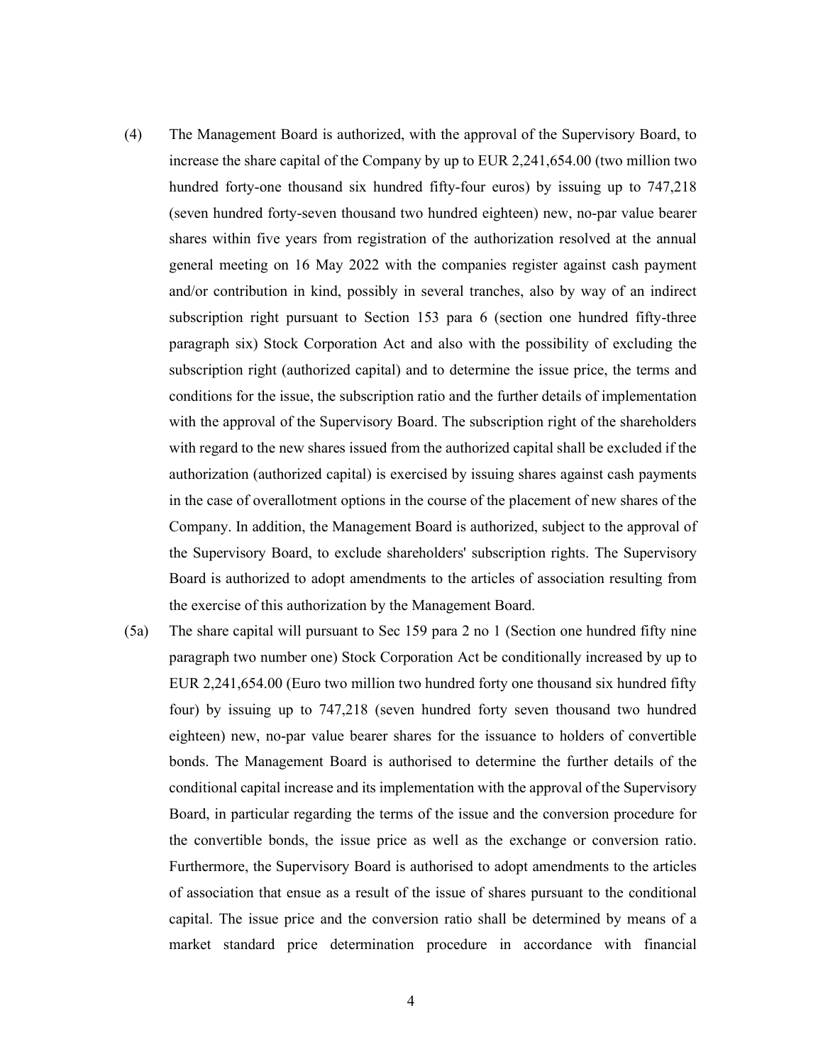(4) The Management Board is authorized, with the approval of the Supervisory Board, to increase the share capital of the Company by up to EUR 2,241,654.00 (two million two hundred forty-one thousand six hundred fifty-four euros) by issuing up to 747,218 (seven hundred forty-seven thousand two hundred eighteen) new, no-par value bearer shares within five years from registration of the authorization resolved at the annual general meeting on 16 May 2022 with the companies register against cash payment and/or contribution in kind, possibly in several tranches, also by way of an indirect subscription right pursuant to Section 153 para 6 (section one hundred fifty-three paragraph six) Stock Corporation Act and also with the possibility of excluding the subscription right (authorized capital) and to determine the issue price, the terms and conditions for the issue, the subscription ratio and the further details of implementation with the approval of the Supervisory Board. The subscription right of the shareholders with regard to the new shares issued from the authorized capital shall be excluded if the authorization (authorized capital) is exercised by issuing shares against cash payments in the case of overallotment options in the course of the placement of new shares of the Company. In addition, the Management Board is authorized, subject to the approval of the Supervisory Board, to exclude shareholders' subscription rights. The Supervisory Board is authorized to adopt amendments to the articles of association resulting from the exercise of this authorization by the Management Board.

(5a) The share capital will pursuant to Sec 159 para 2 no 1 (Section one hundred fifty nine paragraph two number one) Stock Corporation Act be conditionally increased by up to EUR 2,241,654.00 (Euro two million two hundred forty one thousand six hundred fifty four) by issuing up to 747,218 (seven hundred forty seven thousand two hundred eighteen) new, no-par value bearer shares for the issuance to holders of convertible bonds. The Management Board is authorised to determine the further details of the conditional capital increase and its implementation with the approval of the Supervisory Board, in particular regarding the terms of the issue and the conversion procedure for the convertible bonds, the issue price as well as the exchange or conversion ratio. Furthermore, the Supervisory Board is authorised to adopt amendments to the articles of association that ensue as a result of the issue of shares pursuant to the conditional capital. The issue price and the conversion ratio shall be determined by means of a market standard price determination procedure in accordance with financial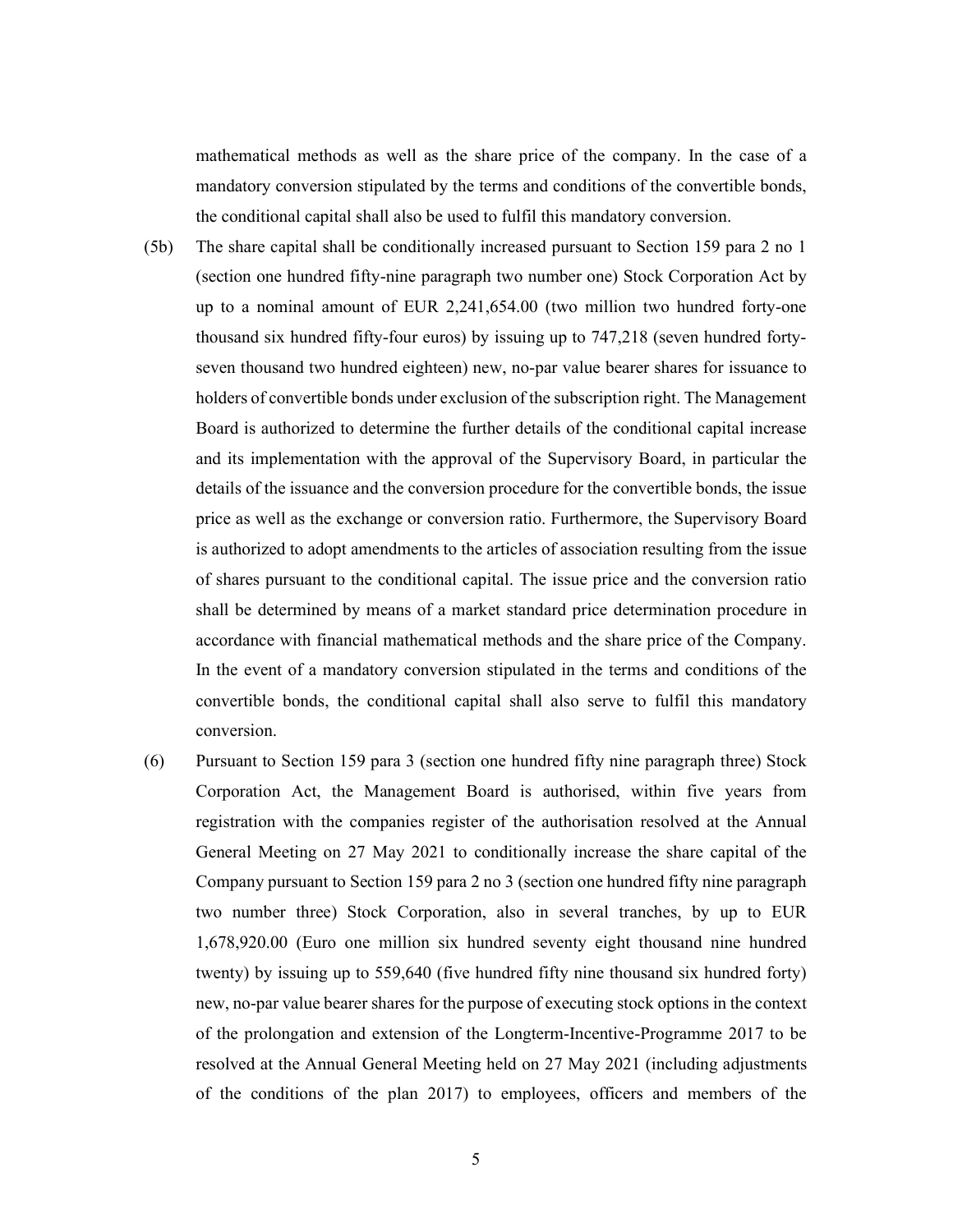mathematical methods as well as the share price of the company. In the case of a mandatory conversion stipulated by the terms and conditions of the convertible bonds, the conditional capital shall also be used to fulfil this mandatory conversion.

(5b) The share capital shall be conditionally increased pursuant to Section 159 para 2 no 1 (section one hundred fifty-nine paragraph two number one) Stock Corporation Act by up to a nominal amount of EUR 2,241,654.00 (two million two hundred forty-one thousand six hundred fifty-four euros) by issuing up to 747,218 (seven hundred forty-seven thousand two hundred eighteen) new, no-par value bearer shares for issuance to holders of convertible bonds under exclusion of the subscription right. The Management Board is authorized to determine the further details of the conditional capital increase and its implementation with the approval of the Supervisory Board, in particular the details of the issuance and the conversion procedure for the convertible bonds, the issue price as well as the exchange or conversion ratio. Furthermore, the Supervisory Board is authorized to adopt amendments to the articles of association resulting from the issue of shares pursuant to the conditional capital. The issue price and the conversion ratio shall be determined by means of a market standard price determination procedure in accordance with financial mathematical methods and the share price of the Company. In the event of a mandatory conversion stipulated in the terms and conditions of the convertible bonds, the conditional capital shall also serve to fulfil this mandatory conversion.

(6) Pursuant to Section 159 para 3 (section one hundred fifty nine paragraph three) Stock Corporation Act, the Management Board is authorised, within five years from registration with the companies register of the authorisation resolved at the Annual General Meeting on 27 May 2021 to conditionally increase the share capital of the Company pursuant to Section 159 para 2 no 3 (section one hundred fifty nine paragraph two number three) Stock Corporation, also in several tranches, by up to EUR 1,678,920.00 (Euro one million six hundred seventy eight thousand nine hundred twenty) by issuing up to 559,640 (five hundred fifty nine thousand six hundred forty) new, no-par value bearer shares for the purpose of executing stock options in the context of the prolongation and extension of the Longterm-Incentive-Programme 2017 to be resolved at the Annual General Meeting held on 27 May 2021 (including adjustments of the conditions of the plan 2017) to employees, officers and members of the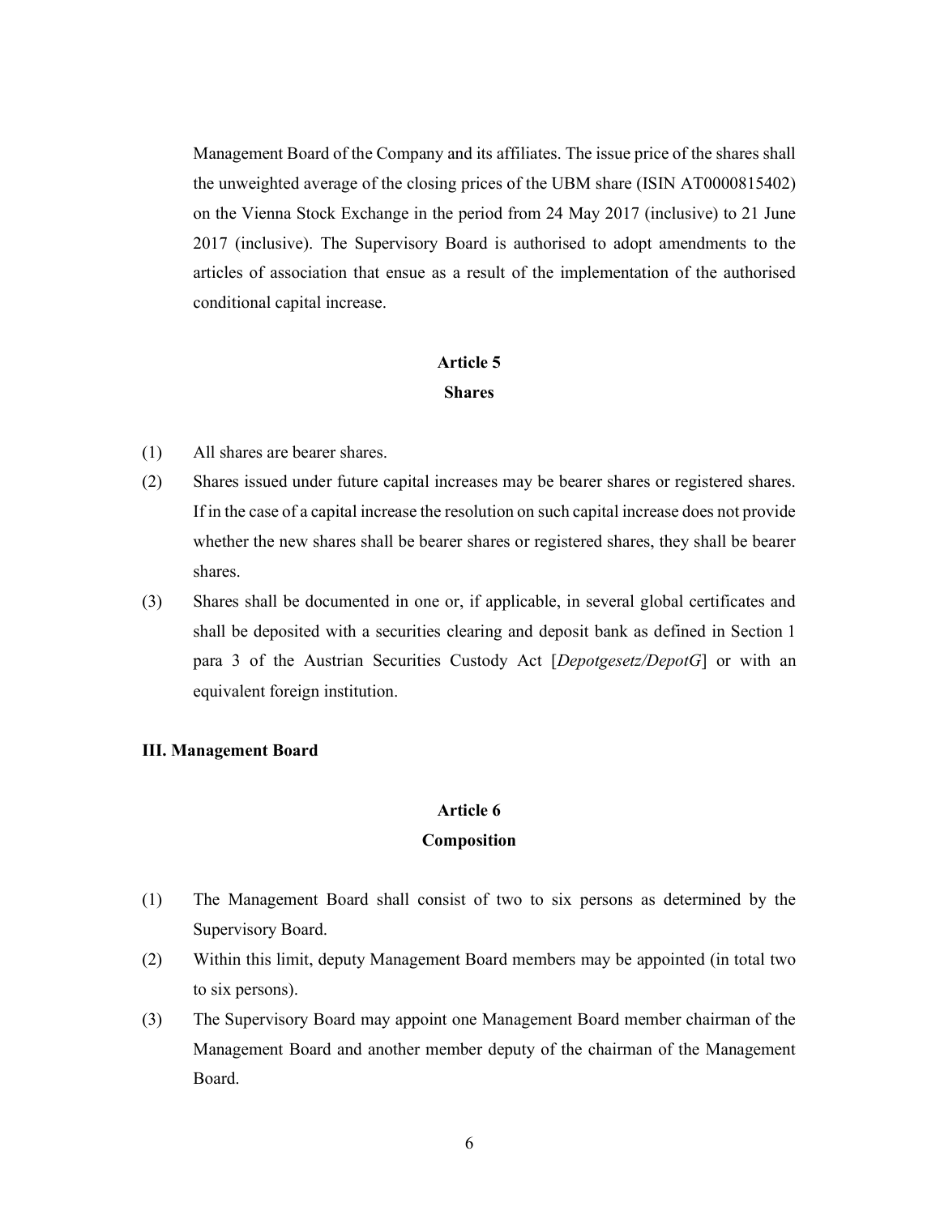Management Board of the Company and its affiliates. The issue price of the shares shall the unweighted average of the closing prices of the UBM share (ISIN AT0000815402) on the Vienna Stock Exchange in the period from 24 May 2017 (inclusive) to 21 June 2017 (inclusive). The Supervisory Board is authorised to adopt amendments to the articles of association that ensue as a result of the implementation of the authorised conditional capital increase.

### Article 5
### Shares

(1) All shares are bearer shares.

(2) Shares issued under future capital increases may be bearer shares or registered shares. If in the case of a capital increase the resolution on such capital increase does not provide whether the new shares shall be bearer shares or registered shares, they shall be bearer shares.

(3) Shares shall be documented in one or, if applicable, in several global certificates and shall be deposited with a securities clearing and deposit bank as defined in Section 1 para 3 of the Austrian Securities Custody Act [*Depotgesetz/DepotG*] or with an equivalent foreign institution.

## III. Management Board

### Article 6
### Composition

(1) The Management Board shall consist of two to six persons as determined by the Supervisory Board.

(2) Within this limit, deputy Management Board members may be appointed (in total two to six persons).

(3) The Supervisory Board may appoint one Management Board member chairman of the Management Board and another member deputy of the chairman of the Management Board.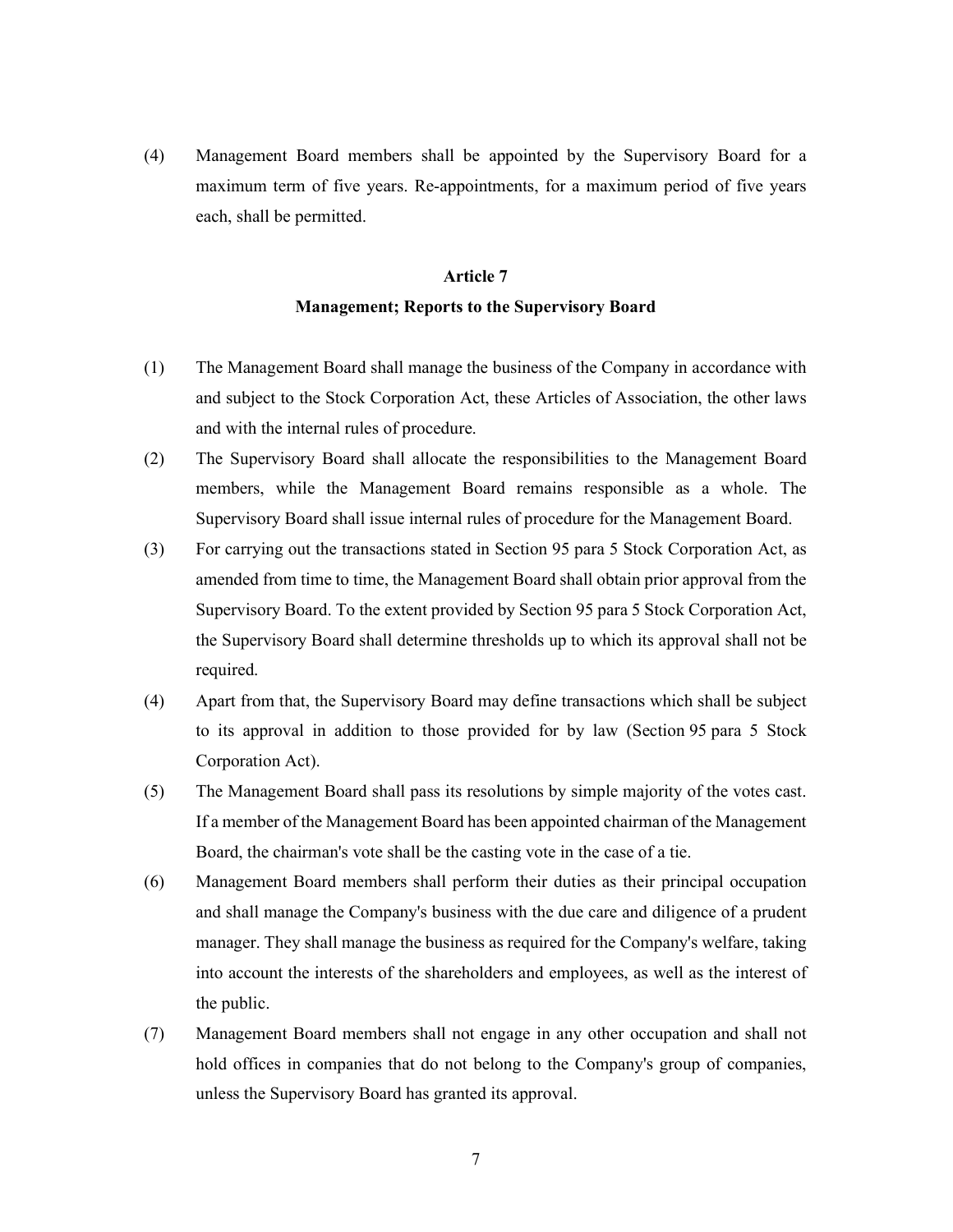(4) Management Board members shall be appointed by the Supervisory Board for a maximum term of five years. Re-appointments, for a maximum period of five years each, shall be permitted.

## Article 7

## Management; Reports to the Supervisory Board

(1) The Management Board shall manage the business of the Company in accordance with and subject to the Stock Corporation Act, these Articles of Association, the other laws and with the internal rules of procedure.

(2) The Supervisory Board shall allocate the responsibilities to the Management Board members, while the Management Board remains responsible as a whole. The Supervisory Board shall issue internal rules of procedure for the Management Board.

(3) For carrying out the transactions stated in Section 95 para 5 Stock Corporation Act, as amended from time to time, the Management Board shall obtain prior approval from the Supervisory Board. To the extent provided by Section 95 para 5 Stock Corporation Act, the Supervisory Board shall determine thresholds up to which its approval shall not be required.

(4) Apart from that, the Supervisory Board may define transactions which shall be subject to its approval in addition to those provided for by law (Section 95 para 5 Stock Corporation Act).

(5) The Management Board shall pass its resolutions by simple majority of the votes cast. If a member of the Management Board has been appointed chairman of the Management Board, the chairman's vote shall be the casting vote in the case of a tie.

(6) Management Board members shall perform their duties as their principal occupation and shall manage the Company's business with the due care and diligence of a prudent manager. They shall manage the business as required for the Company's welfare, taking into account the interests of the shareholders and employees, as well as the interest of the public.

(7) Management Board members shall not engage in any other occupation and shall not hold offices in companies that do not belong to the Company's group of companies, unless the Supervisory Board has granted its approval.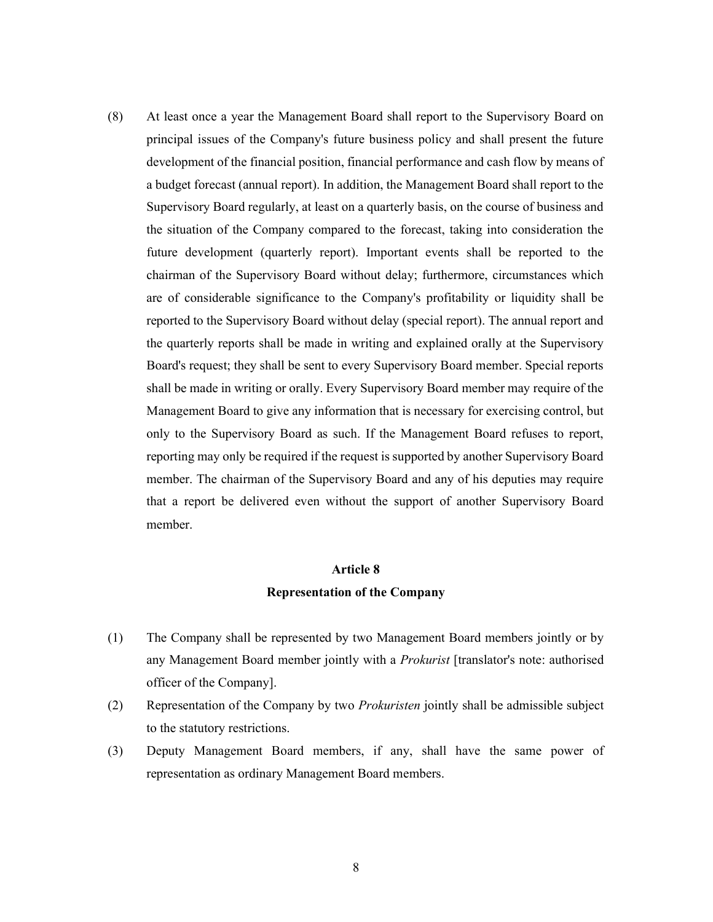(8) At least once a year the Management Board shall report to the Supervisory Board on principal issues of the Company's future business policy and shall present the future development of the financial position, financial performance and cash flow by means of a budget forecast (annual report). In addition, the Management Board shall report to the Supervisory Board regularly, at least on a quarterly basis, on the course of business and the situation of the Company compared to the forecast, taking into consideration the future development (quarterly report). Important events shall be reported to the chairman of the Supervisory Board without delay; furthermore, circumstances which are of considerable significance to the Company's profitability or liquidity shall be reported to the Supervisory Board without delay (special report). The annual report and the quarterly reports shall be made in writing and explained orally at the Supervisory Board's request; they shall be sent to every Supervisory Board member. Special reports shall be made in writing or orally. Every Supervisory Board member may require of the Management Board to give any information that is necessary for exercising control, but only to the Supervisory Board as such. If the Management Board refuses to report, reporting may only be required if the request is supported by another Supervisory Board member. The chairman of the Supervisory Board and any of his deputies may require that a report be delivered even without the support of another Supervisory Board member.

## Article 8
## Representation of the Company

(1) The Company shall be represented by two Management Board members jointly or by any Management Board member jointly with a *Prokurist* [translator's note: authorised officer of the Company].

(2) Representation of the Company by two *Prokuristen* jointly shall be admissible subject to the statutory restrictions.

(3) Deputy Management Board members, if any, shall have the same power of representation as ordinary Management Board members.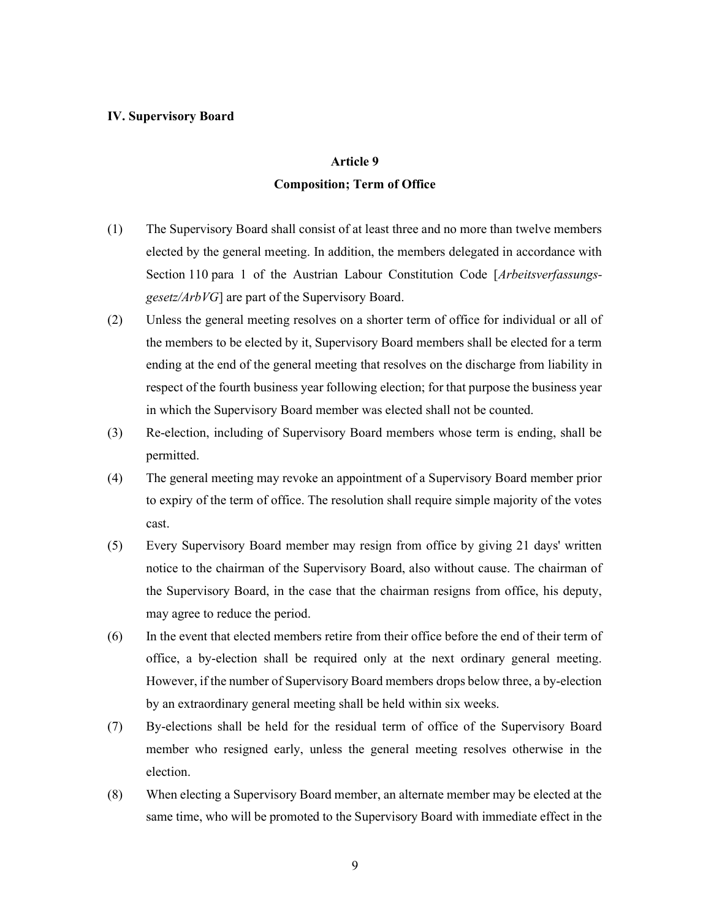## IV. Supervisory Board

### Article 9
### Composition; Term of Office

(1) The Supervisory Board shall consist of at least three and no more than twelve members elected by the general meeting. In addition, the members delegated in accordance with Section 110 para 1 of the Austrian Labour Constitution Code [*Arbeitsverfassungs-gesetz/ArbVG*] are part of the Supervisory Board.

(2) Unless the general meeting resolves on a shorter term of office for individual or all of the members to be elected by it, Supervisory Board members shall be elected for a term ending at the end of the general meeting that resolves on the discharge from liability in respect of the fourth business year following election; for that purpose the business year in which the Supervisory Board member was elected shall not be counted.

(3) Re-election, including of Supervisory Board members whose term is ending, shall be permitted.

(4) The general meeting may revoke an appointment of a Supervisory Board member prior to expiry of the term of office. The resolution shall require simple majority of the votes cast.

(5) Every Supervisory Board member may resign from office by giving 21 days' written notice to the chairman of the Supervisory Board, also without cause. The chairman of the Supervisory Board, in the case that the chairman resigns from office, his deputy, may agree to reduce the period.

(6) In the event that elected members retire from their office before the end of their term of office, a by-election shall be required only at the next ordinary general meeting. However, if the number of Supervisory Board members drops below three, a by-election by an extraordinary general meeting shall be held within six weeks.

(7) By-elections shall be held for the residual term of office of the Supervisory Board member who resigned early, unless the general meeting resolves otherwise in the election.

(8) When electing a Supervisory Board member, an alternate member may be elected at the same time, who will be promoted to the Supervisory Board with immediate effect in the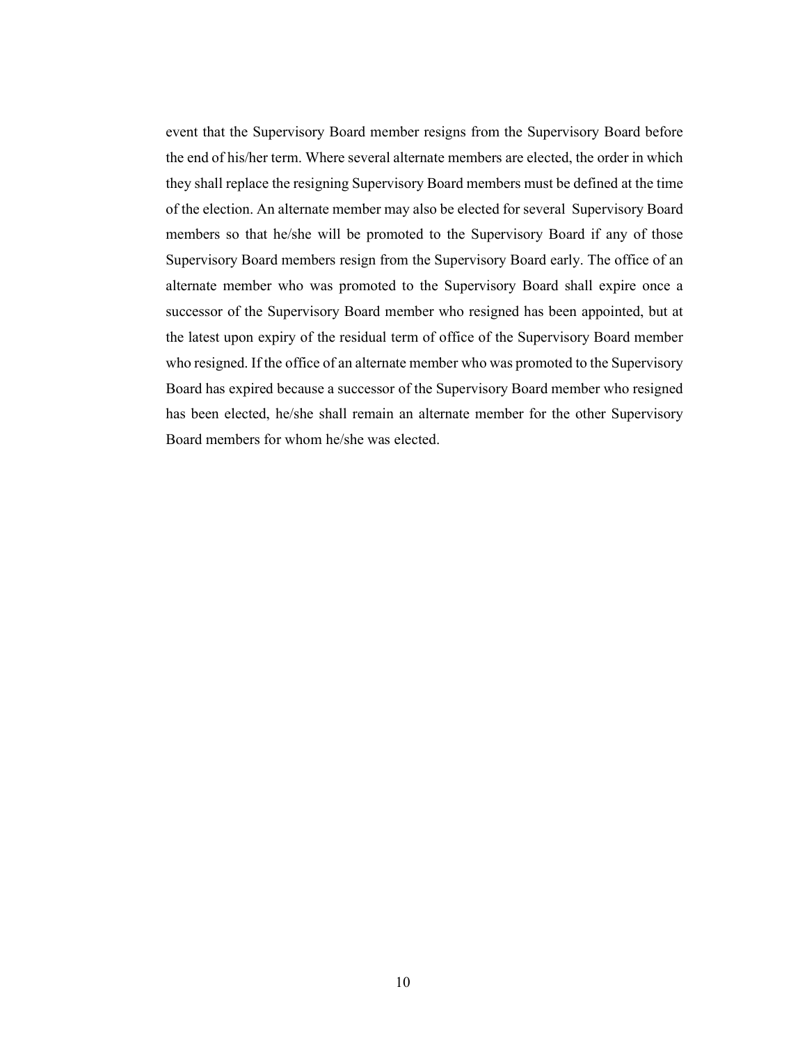event that the Supervisory Board member resigns from the Supervisory Board before the end of his/her term. Where several alternate members are elected, the order in which they shall replace the resigning Supervisory Board members must be defined at the time of the election. An alternate member may also be elected for several Supervisory Board members so that he/she will be promoted to the Supervisory Board if any of those Supervisory Board members resign from the Supervisory Board early. The office of an alternate member who was promoted to the Supervisory Board shall expire once a successor of the Supervisory Board member who resigned has been appointed, but at the latest upon expiry of the residual term of office of the Supervisory Board member who resigned. If the office of an alternate member who was promoted to the Supervisory Board has expired because a successor of the Supervisory Board member who resigned has been elected, he/she shall remain an alternate member for the other Supervisory Board members for whom he/she was elected.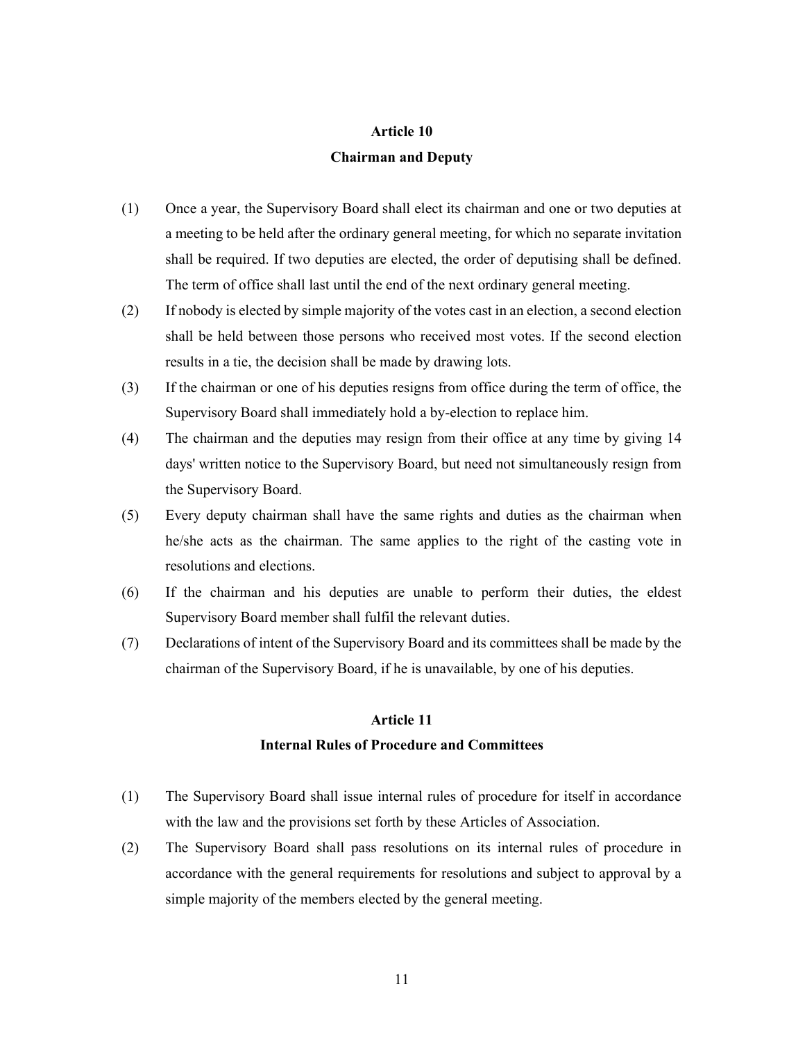## Article 10
## Chairman and Deputy

(1) Once a year, the Supervisory Board shall elect its chairman and one or two deputies at a meeting to be held after the ordinary general meeting, for which no separate invitation shall be required. If two deputies are elected, the order of deputising shall be defined. The term of office shall last until the end of the next ordinary general meeting.

(2) If nobody is elected by simple majority of the votes cast in an election, a second election shall be held between those persons who received most votes. If the second election results in a tie, the decision shall be made by drawing lots.

(3) If the chairman or one of his deputies resigns from office during the term of office, the Supervisory Board shall immediately hold a by-election to replace him.

(4) The chairman and the deputies may resign from their office at any time by giving 14 days' written notice to the Supervisory Board, but need not simultaneously resign from the Supervisory Board.

(5) Every deputy chairman shall have the same rights and duties as the chairman when he/she acts as the chairman. The same applies to the right of the casting vote in resolutions and elections.

(6) If the chairman and his deputies are unable to perform their duties, the eldest Supervisory Board member shall fulfil the relevant duties.

(7) Declarations of intent of the Supervisory Board and its committees shall be made by the chairman of the Supervisory Board, if he is unavailable, by one of his deputies.

## Article 11
## Internal Rules of Procedure and Committees

(1) The Supervisory Board shall issue internal rules of procedure for itself in accordance with the law and the provisions set forth by these Articles of Association.

(2) The Supervisory Board shall pass resolutions on its internal rules of procedure in accordance with the general requirements for resolutions and subject to approval by a simple majority of the members elected by the general meeting.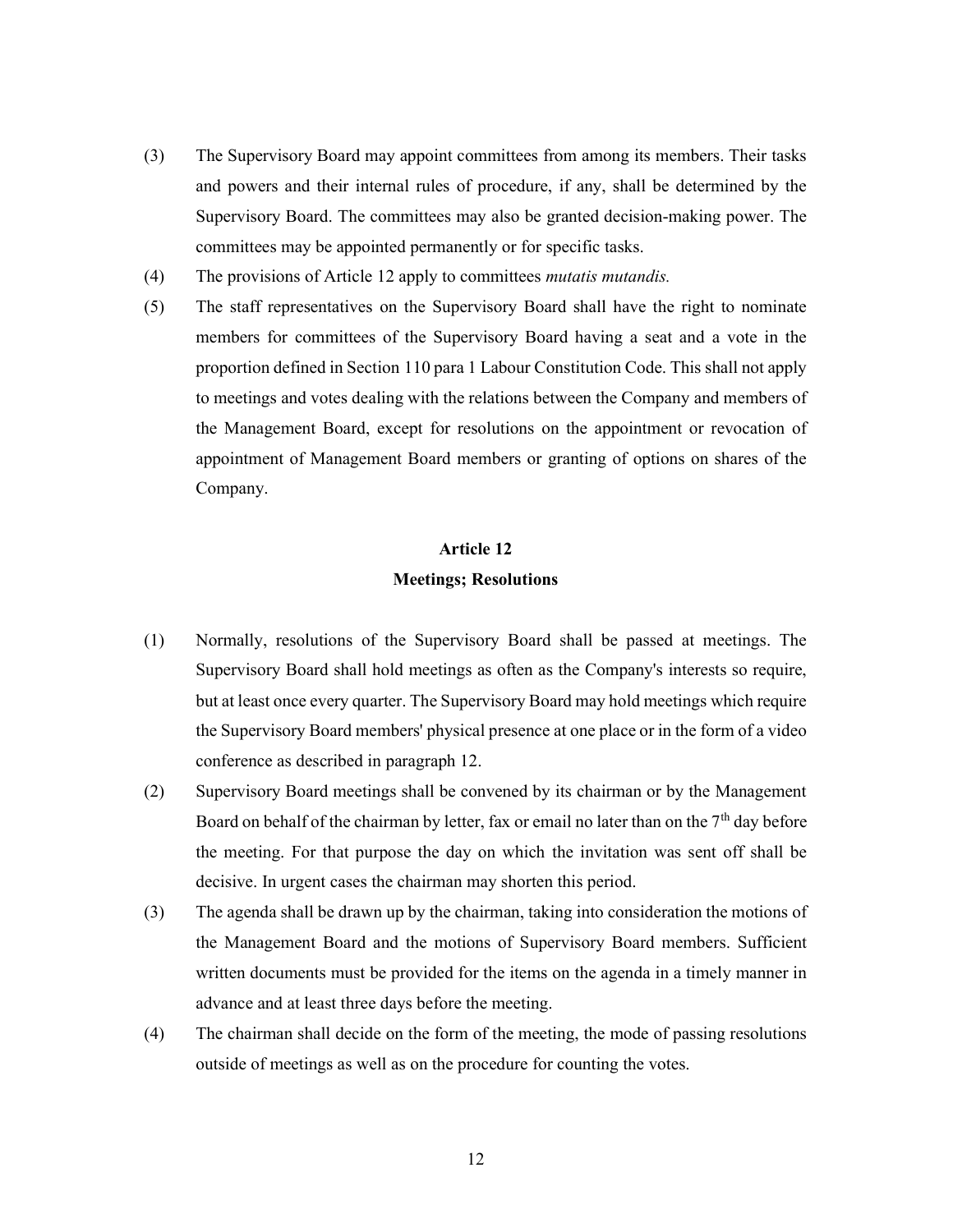(3) The Supervisory Board may appoint committees from among its members. Their tasks and powers and their internal rules of procedure, if any, shall be determined by the Supervisory Board. The committees may also be granted decision-making power. The committees may be appointed permanently or for specific tasks.

(4) The provisions of Article 12 apply to committees *mutatis mutandis.*

(5) The staff representatives on the Supervisory Board shall have the right to nominate members for committees of the Supervisory Board having a seat and a vote in the proportion defined in Section 110 para 1 Labour Constitution Code. This shall not apply to meetings and votes dealing with the relations between the Company and members of the Management Board, except for resolutions on the appointment or revocation of appointment of Management Board members or granting of options on shares of the Company.

## Article 12
## Meetings; Resolutions

(1) Normally, resolutions of the Supervisory Board shall be passed at meetings. The Supervisory Board shall hold meetings as often as the Company's interests so require, but at least once every quarter. The Supervisory Board may hold meetings which require the Supervisory Board members' physical presence at one place or in the form of a video conference as described in paragraph 12.

(2) Supervisory Board meetings shall be convened by its chairman or by the Management Board on behalf of the chairman by letter, fax or email no later than on the 7th day before the meeting. For that purpose the day on which the invitation was sent off shall be decisive. In urgent cases the chairman may shorten this period.

(3) The agenda shall be drawn up by the chairman, taking into consideration the motions of the Management Board and the motions of Supervisory Board members. Sufficient written documents must be provided for the items on the agenda in a timely manner in advance and at least three days before the meeting.

(4) The chairman shall decide on the form of the meeting, the mode of passing resolutions outside of meetings as well as on the procedure for counting the votes.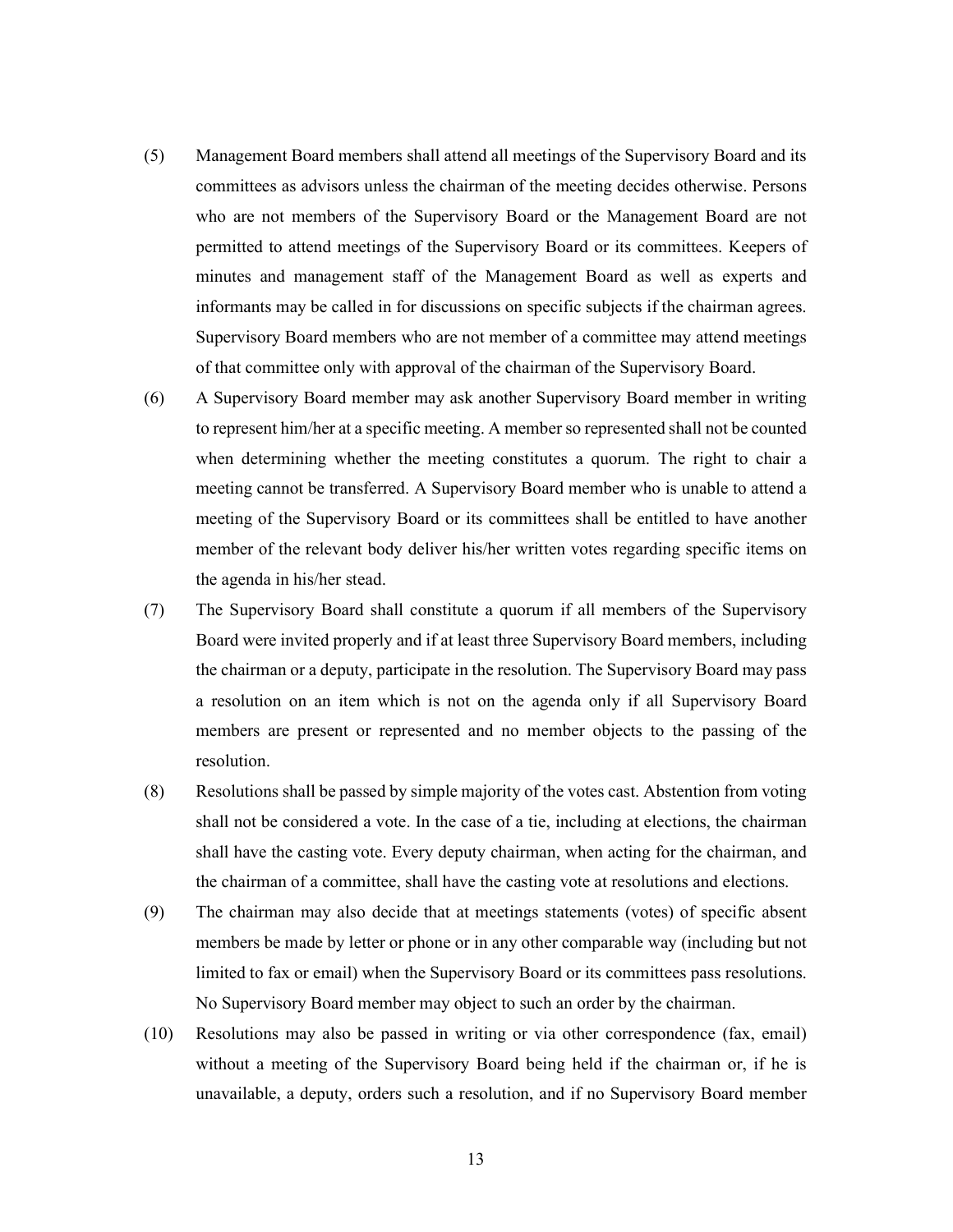(5) Management Board members shall attend all meetings of the Supervisory Board and its committees as advisors unless the chairman of the meeting decides otherwise. Persons who are not members of the Supervisory Board or the Management Board are not permitted to attend meetings of the Supervisory Board or its committees. Keepers of minutes and management staff of the Management Board as well as experts and informants may be called in for discussions on specific subjects if the chairman agrees. Supervisory Board members who are not member of a committee may attend meetings of that committee only with approval of the chairman of the Supervisory Board.

(6) A Supervisory Board member may ask another Supervisory Board member in writing to represent him/her at a specific meeting. A member so represented shall not be counted when determining whether the meeting constitutes a quorum. The right to chair a meeting cannot be transferred. A Supervisory Board member who is unable to attend a meeting of the Supervisory Board or its committees shall be entitled to have another member of the relevant body deliver his/her written votes regarding specific items on the agenda in his/her stead.

(7) The Supervisory Board shall constitute a quorum if all members of the Supervisory Board were invited properly and if at least three Supervisory Board members, including the chairman or a deputy, participate in the resolution. The Supervisory Board may pass a resolution on an item which is not on the agenda only if all Supervisory Board members are present or represented and no member objects to the passing of the resolution.

(8) Resolutions shall be passed by simple majority of the votes cast. Abstention from voting shall not be considered a vote. In the case of a tie, including at elections, the chairman shall have the casting vote. Every deputy chairman, when acting for the chairman, and the chairman of a committee, shall have the casting vote at resolutions and elections.

(9) The chairman may also decide that at meetings statements (votes) of specific absent members be made by letter or phone or in any other comparable way (including but not limited to fax or email) when the Supervisory Board or its committees pass resolutions. No Supervisory Board member may object to such an order by the chairman.

(10) Resolutions may also be passed in writing or via other correspondence (fax, email) without a meeting of the Supervisory Board being held if the chairman or, if he is unavailable, a deputy, orders such a resolution, and if no Supervisory Board member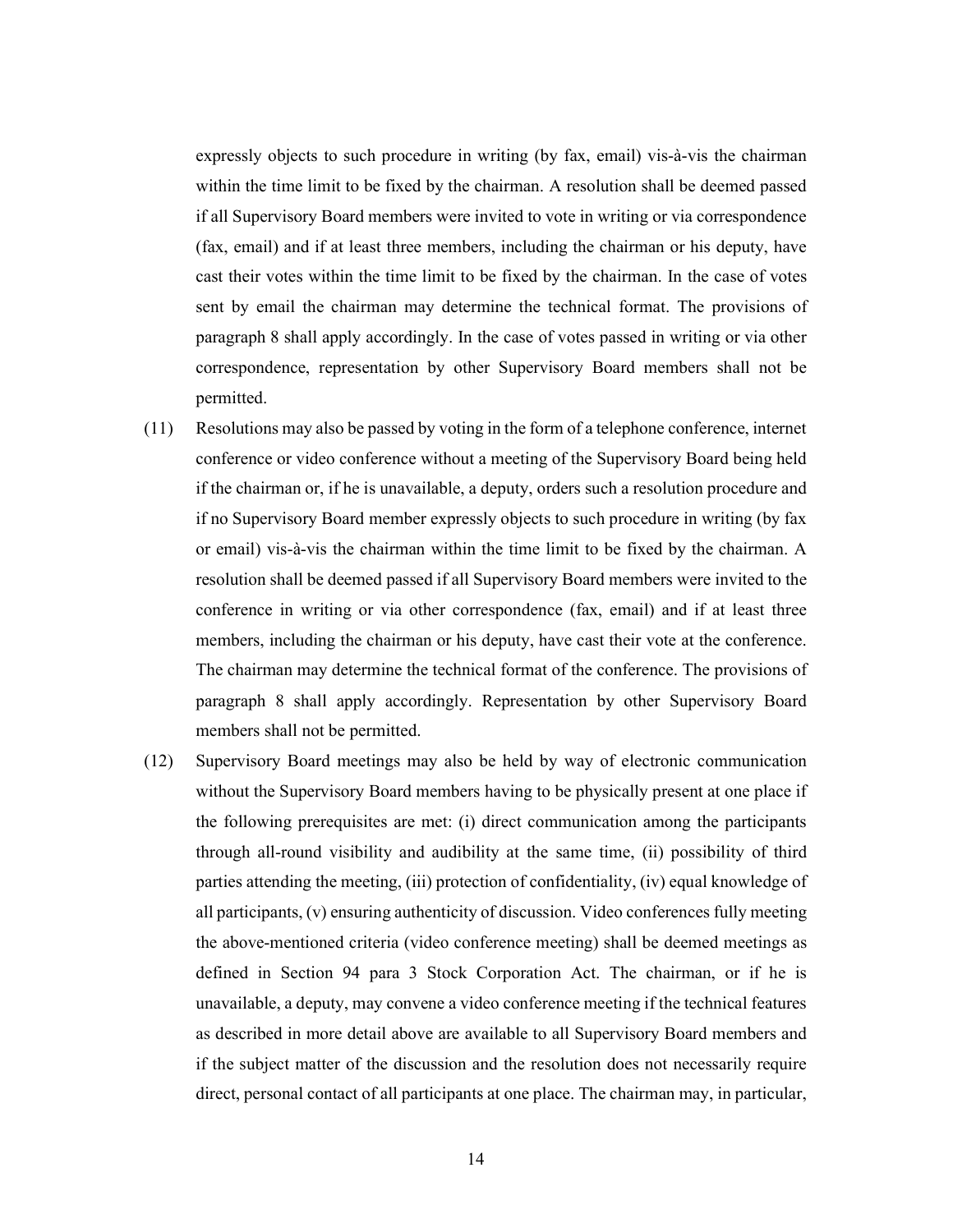expressly objects to such procedure in writing (by fax, email) vis-à-vis the chairman within the time limit to be fixed by the chairman. A resolution shall be deemed passed if all Supervisory Board members were invited to vote in writing or via correspondence (fax, email) and if at least three members, including the chairman or his deputy, have cast their votes within the time limit to be fixed by the chairman. In the case of votes sent by email the chairman may determine the technical format. The provisions of paragraph 8 shall apply accordingly. In the case of votes passed in writing or via other correspondence, representation by other Supervisory Board members shall not be permitted.

(11) Resolutions may also be passed by voting in the form of a telephone conference, internet conference or video conference without a meeting of the Supervisory Board being held if the chairman or, if he is unavailable, a deputy, orders such a resolution procedure and if no Supervisory Board member expressly objects to such procedure in writing (by fax or email) vis-à-vis the chairman within the time limit to be fixed by the chairman. A resolution shall be deemed passed if all Supervisory Board members were invited to the conference in writing or via other correspondence (fax, email) and if at least three members, including the chairman or his deputy, have cast their vote at the conference. The chairman may determine the technical format of the conference. The provisions of paragraph 8 shall apply accordingly. Representation by other Supervisory Board members shall not be permitted.

(12) Supervisory Board meetings may also be held by way of electronic communication without the Supervisory Board members having to be physically present at one place if the following prerequisites are met: (i) direct communication among the participants through all-round visibility and audibility at the same time, (ii) possibility of third parties attending the meeting, (iii) protection of confidentiality, (iv) equal knowledge of all participants, (v) ensuring authenticity of discussion. Video conferences fully meeting the above-mentioned criteria (video conference meeting) shall be deemed meetings as defined in Section 94 para 3 Stock Corporation Act. The chairman, or if he is unavailable, a deputy, may convene a video conference meeting if the technical features as described in more detail above are available to all Supervisory Board members and if the subject matter of the discussion and the resolution does not necessarily require direct, personal contact of all participants at one place. The chairman may, in particular,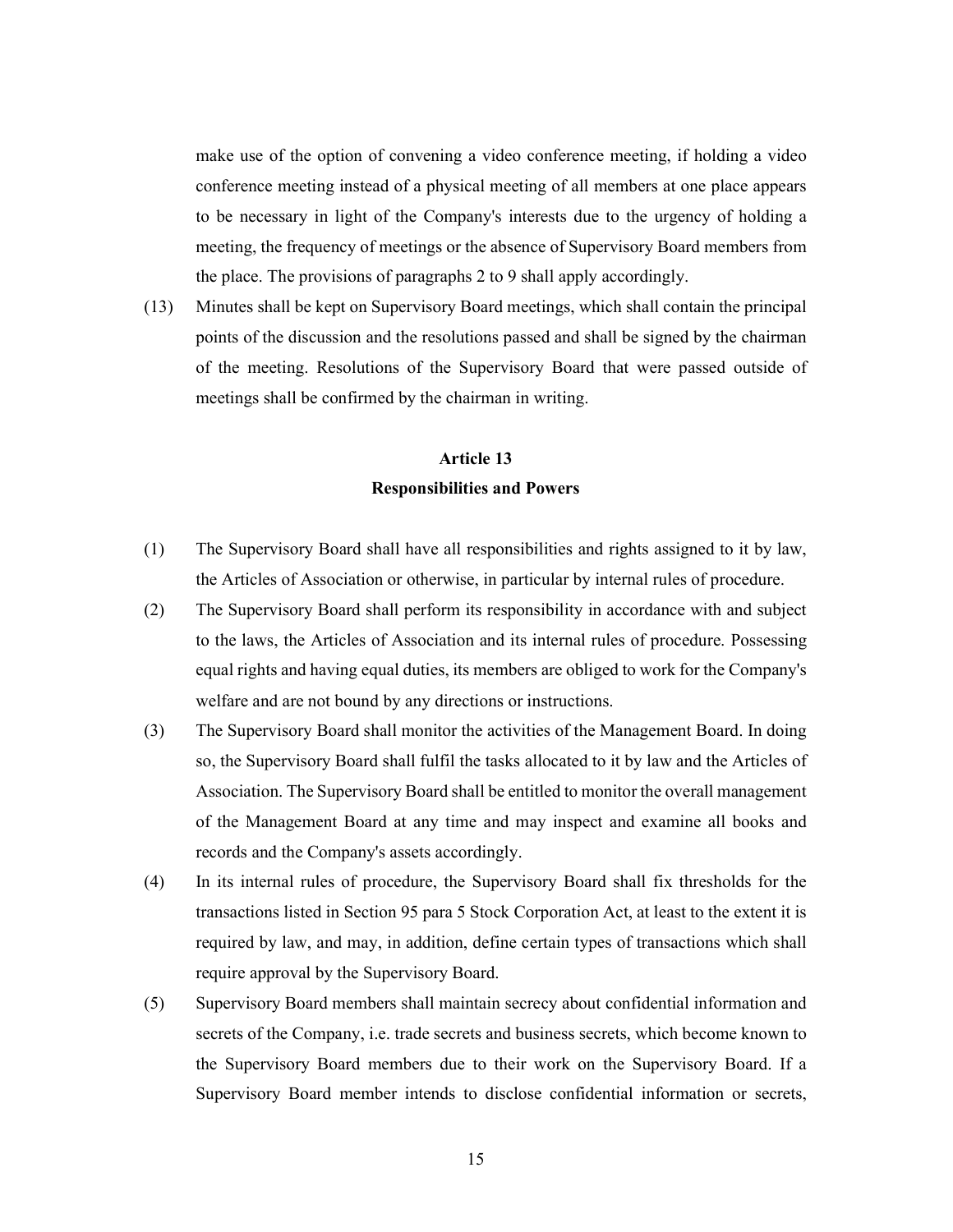make use of the option of convening a video conference meeting, if holding a video conference meeting instead of a physical meeting of all members at one place appears to be necessary in light of the Company's interests due to the urgency of holding a meeting, the frequency of meetings or the absence of Supervisory Board members from the place. The provisions of paragraphs 2 to 9 shall apply accordingly.

(13) Minutes shall be kept on Supervisory Board meetings, which shall contain the principal points of the discussion and the resolutions passed and shall be signed by the chairman of the meeting. Resolutions of the Supervisory Board that were passed outside of meetings shall be confirmed by the chairman in writing.

## Article 13
## Responsibilities and Powers

(1) The Supervisory Board shall have all responsibilities and rights assigned to it by law, the Articles of Association or otherwise, in particular by internal rules of procedure.

(2) The Supervisory Board shall perform its responsibility in accordance with and subject to the laws, the Articles of Association and its internal rules of procedure. Possessing equal rights and having equal duties, its members are obliged to work for the Company's welfare and are not bound by any directions or instructions.

(3) The Supervisory Board shall monitor the activities of the Management Board. In doing so, the Supervisory Board shall fulfil the tasks allocated to it by law and the Articles of Association. The Supervisory Board shall be entitled to monitor the overall management of the Management Board at any time and may inspect and examine all books and records and the Company's assets accordingly.

(4) In its internal rules of procedure, the Supervisory Board shall fix thresholds for the transactions listed in Section 95 para 5 Stock Corporation Act, at least to the extent it is required by law, and may, in addition, define certain types of transactions which shall require approval by the Supervisory Board.

(5) Supervisory Board members shall maintain secrecy about confidential information and secrets of the Company, i.e. trade secrets and business secrets, which become known to the Supervisory Board members due to their work on the Supervisory Board. If a Supervisory Board member intends to disclose confidential information or secrets,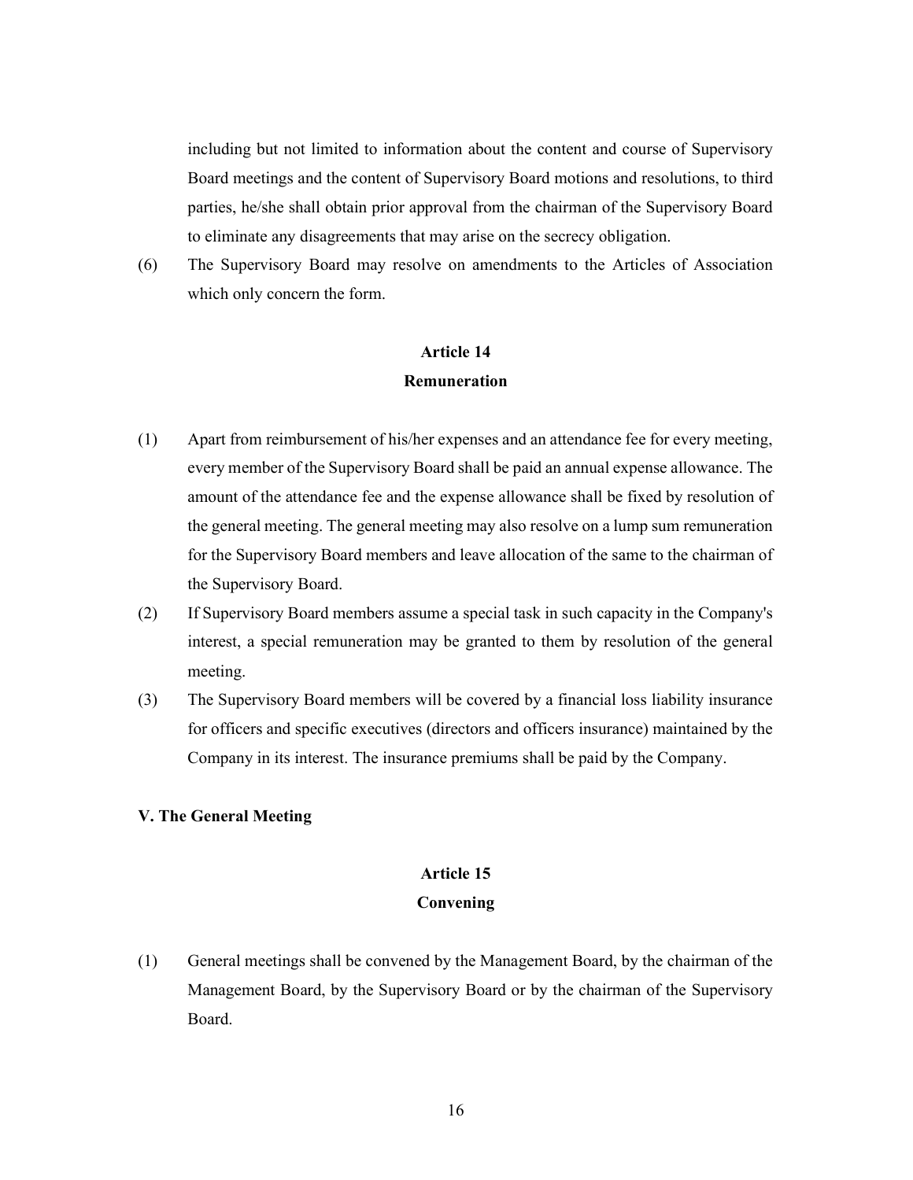including but not limited to information about the content and course of Supervisory Board meetings and the content of Supervisory Board motions and resolutions, to third parties, he/she shall obtain prior approval from the chairman of the Supervisory Board to eliminate any disagreements that may arise on the secrecy obligation.

(6) The Supervisory Board may resolve on amendments to the Articles of Association which only concern the form.

### Article 14
### Remuneration

(1) Apart from reimbursement of his/her expenses and an attendance fee for every meeting, every member of the Supervisory Board shall be paid an annual expense allowance. The amount of the attendance fee and the expense allowance shall be fixed by resolution of the general meeting. The general meeting may also resolve on a lump sum remuneration for the Supervisory Board members and leave allocation of the same to the chairman of the Supervisory Board.

(2) If Supervisory Board members assume a special task in such capacity in the Company's interest, a special remuneration may be granted to them by resolution of the general meeting.

(3) The Supervisory Board members will be covered by a financial loss liability insurance for officers and specific executives (directors and officers insurance) maintained by the Company in its interest. The insurance premiums shall be paid by the Company.

## V. The General Meeting

### Article 15
### Convening

(1) General meetings shall be convened by the Management Board, by the chairman of the Management Board, by the Supervisory Board or by the chairman of the Supervisory Board.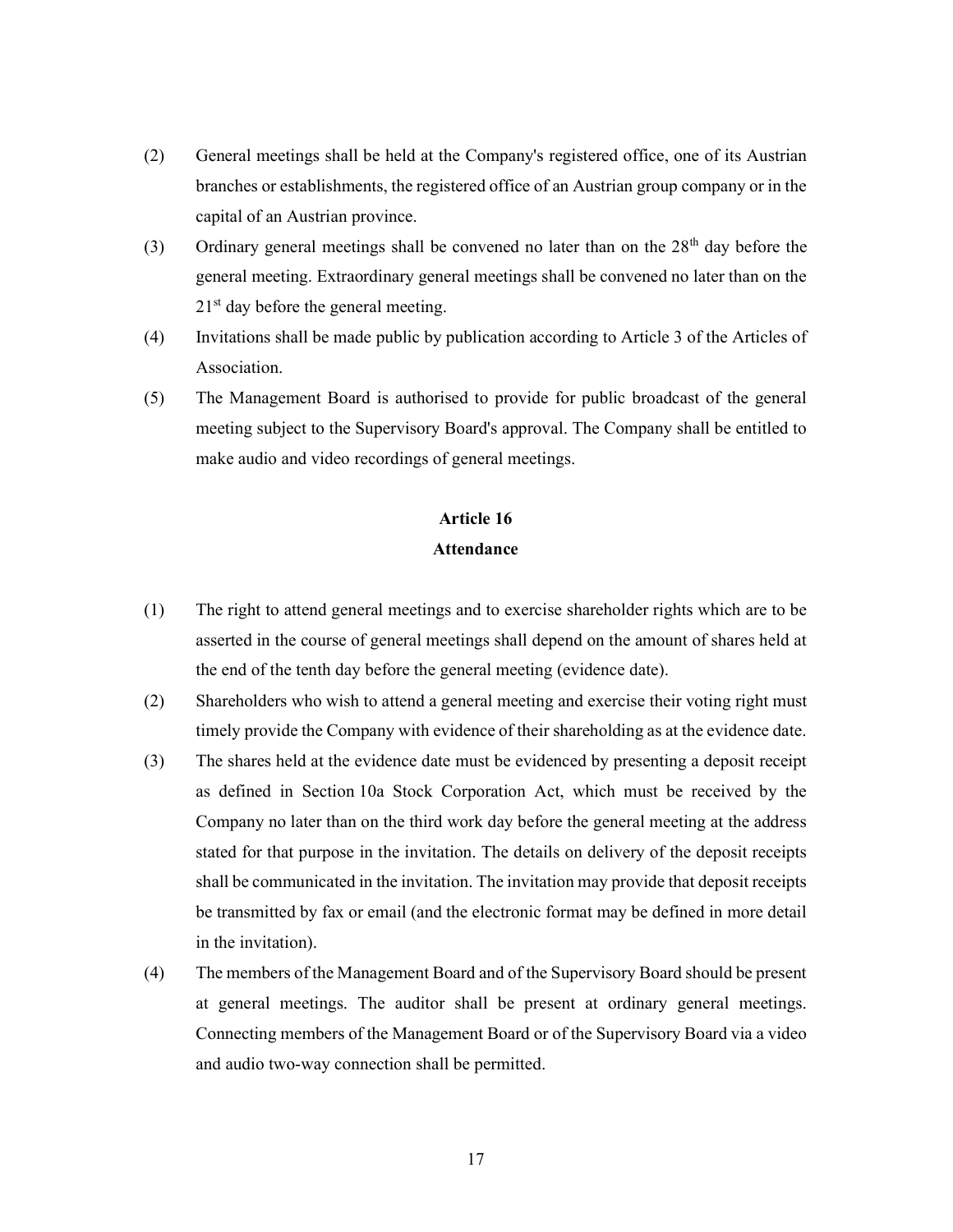(2) General meetings shall be held at the Company's registered office, one of its Austrian branches or establishments, the registered office of an Austrian group company or in the capital of an Austrian province.

(3) Ordinary general meetings shall be convened no later than on the 28th day before the general meeting. Extraordinary general meetings shall be convened no later than on the 21st day before the general meeting.

(4) Invitations shall be made public by publication according to Article 3 of the Articles of Association.

(5) The Management Board is authorised to provide for public broadcast of the general meeting subject to the Supervisory Board's approval. The Company shall be entitled to make audio and video recordings of general meetings.

## Article 16
## Attendance

(1) The right to attend general meetings and to exercise shareholder rights which are to be asserted in the course of general meetings shall depend on the amount of shares held at the end of the tenth day before the general meeting (evidence date).

(2) Shareholders who wish to attend a general meeting and exercise their voting right must timely provide the Company with evidence of their shareholding as at the evidence date.

(3) The shares held at the evidence date must be evidenced by presenting a deposit receipt as defined in Section 10a Stock Corporation Act, which must be received by the Company no later than on the third work day before the general meeting at the address stated for that purpose in the invitation. The details on delivery of the deposit receipts shall be communicated in the invitation. The invitation may provide that deposit receipts be transmitted by fax or email (and the electronic format may be defined in more detail in the invitation).

(4) The members of the Management Board and of the Supervisory Board should be present at general meetings. The auditor shall be present at ordinary general meetings. Connecting members of the Management Board or of the Supervisory Board via a video and audio two-way connection shall be permitted.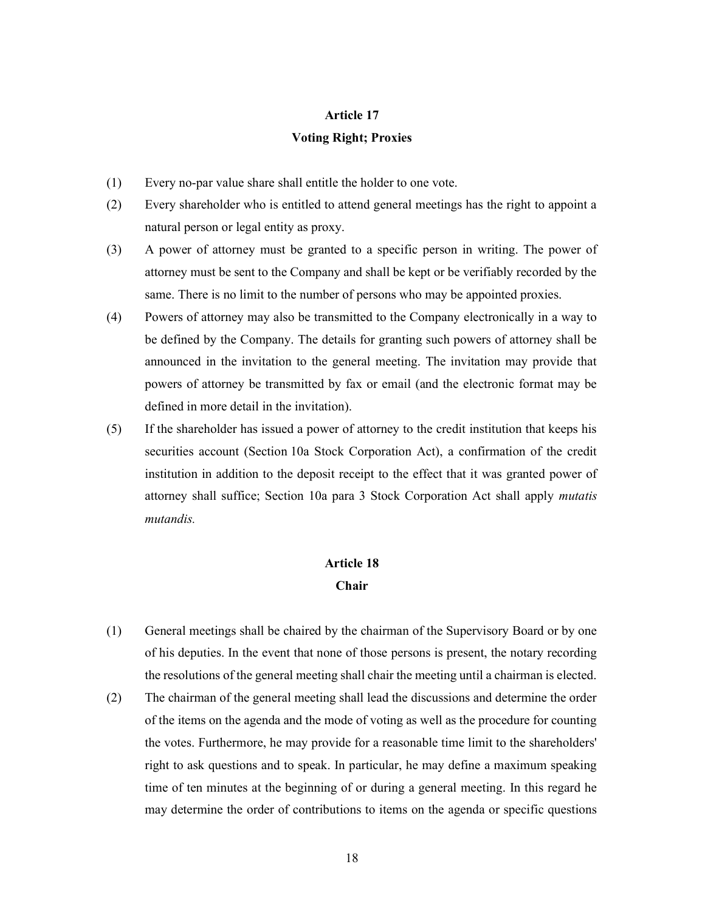## Article 17
## Voting Right; Proxies

(1) Every no-par value share shall entitle the holder to one vote.

(2) Every shareholder who is entitled to attend general meetings has the right to appoint a natural person or legal entity as proxy.

(3) A power of attorney must be granted to a specific person in writing. The power of attorney must be sent to the Company and shall be kept or be verifiably recorded by the same. There is no limit to the number of persons who may be appointed proxies.

(4) Powers of attorney may also be transmitted to the Company electronically in a way to be defined by the Company. The details for granting such powers of attorney shall be announced in the invitation to the general meeting. The invitation may provide that powers of attorney be transmitted by fax or email (and the electronic format may be defined in more detail in the invitation).

(5) If the shareholder has issued a power of attorney to the credit institution that keeps his securities account (Section 10a Stock Corporation Act), a confirmation of the credit institution in addition to the deposit receipt to the effect that it was granted power of attorney shall suffice; Section 10a para 3 Stock Corporation Act shall apply *mutatis mutandis.*

## Article 18
## Chair

(1) General meetings shall be chaired by the chairman of the Supervisory Board or by one of his deputies. In the event that none of those persons is present, the notary recording the resolutions of the general meeting shall chair the meeting until a chairman is elected.

(2) The chairman of the general meeting shall lead the discussions and determine the order of the items on the agenda and the mode of voting as well as the procedure for counting the votes. Furthermore, he may provide for a reasonable time limit to the shareholders' right to ask questions and to speak. In particular, he may define a maximum speaking time of ten minutes at the beginning of or during a general meeting. In this regard he may determine the order of contributions to items on the agenda or specific questions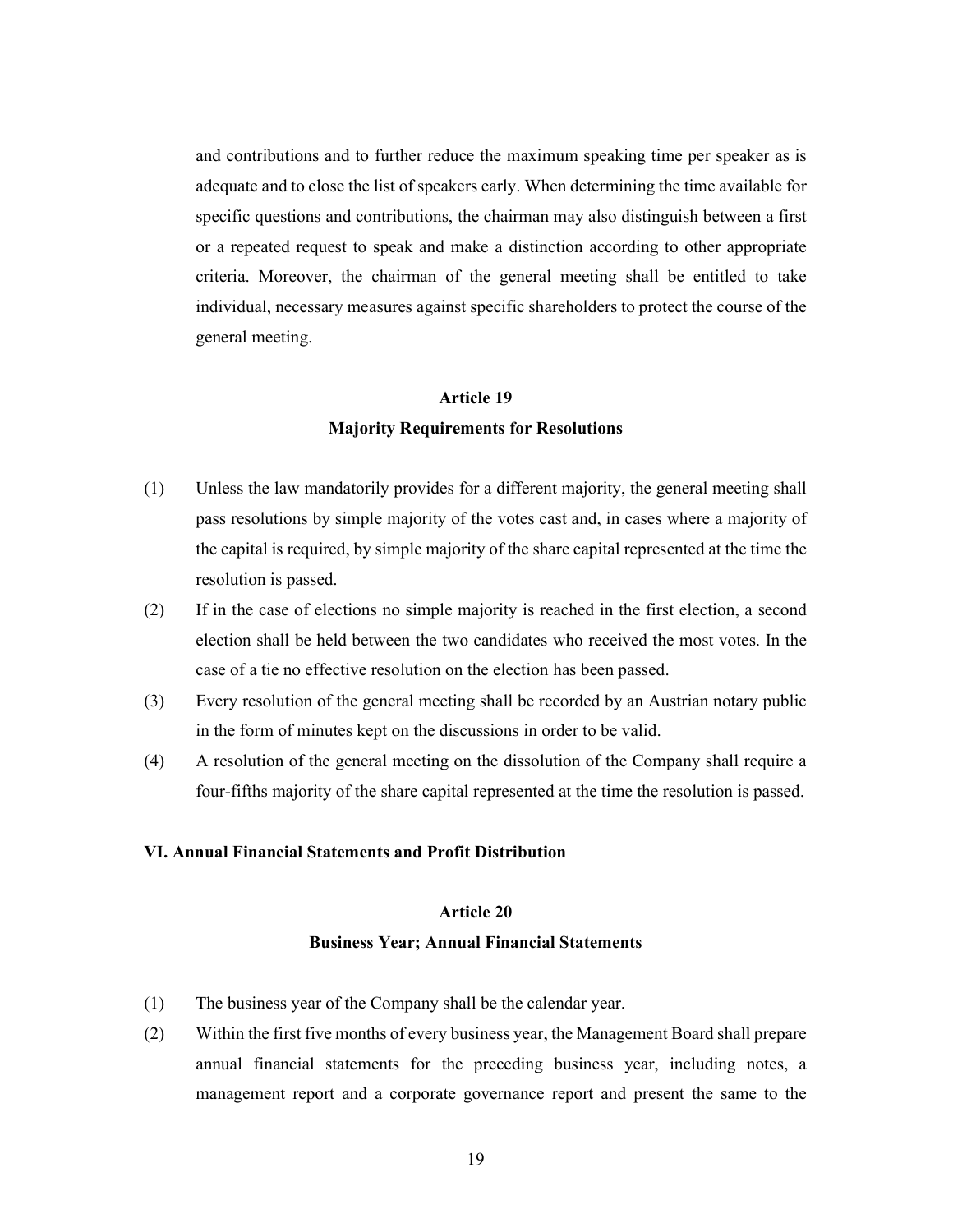and contributions and to further reduce the maximum speaking time per speaker as is adequate and to close the list of speakers early. When determining the time available for specific questions and contributions, the chairman may also distinguish between a first or a repeated request to speak and make a distinction according to other appropriate criteria. Moreover, the chairman of the general meeting shall be entitled to take individual, necessary measures against specific shareholders to protect the course of the general meeting.

### Article 19
### Majority Requirements for Resolutions

(1) Unless the law mandatorily provides for a different majority, the general meeting shall pass resolutions by simple majority of the votes cast and, in cases where a majority of the capital is required, by simple majority of the share capital represented at the time the resolution is passed.

(2) If in the case of elections no simple majority is reached in the first election, a second election shall be held between the two candidates who received the most votes. In the case of a tie no effective resolution on the election has been passed.

(3) Every resolution of the general meeting shall be recorded by an Austrian notary public in the form of minutes kept on the discussions in order to be valid.

(4) A resolution of the general meeting on the dissolution of the Company shall require a four-fifths majority of the share capital represented at the time the resolution is passed.

## VI. Annual Financial Statements and Profit Distribution

### Article 20
### Business Year; Annual Financial Statements

(1) The business year of the Company shall be the calendar year.

(2) Within the first five months of every business year, the Management Board shall prepare annual financial statements for the preceding business year, including notes, a management report and a corporate governance report and present the same to the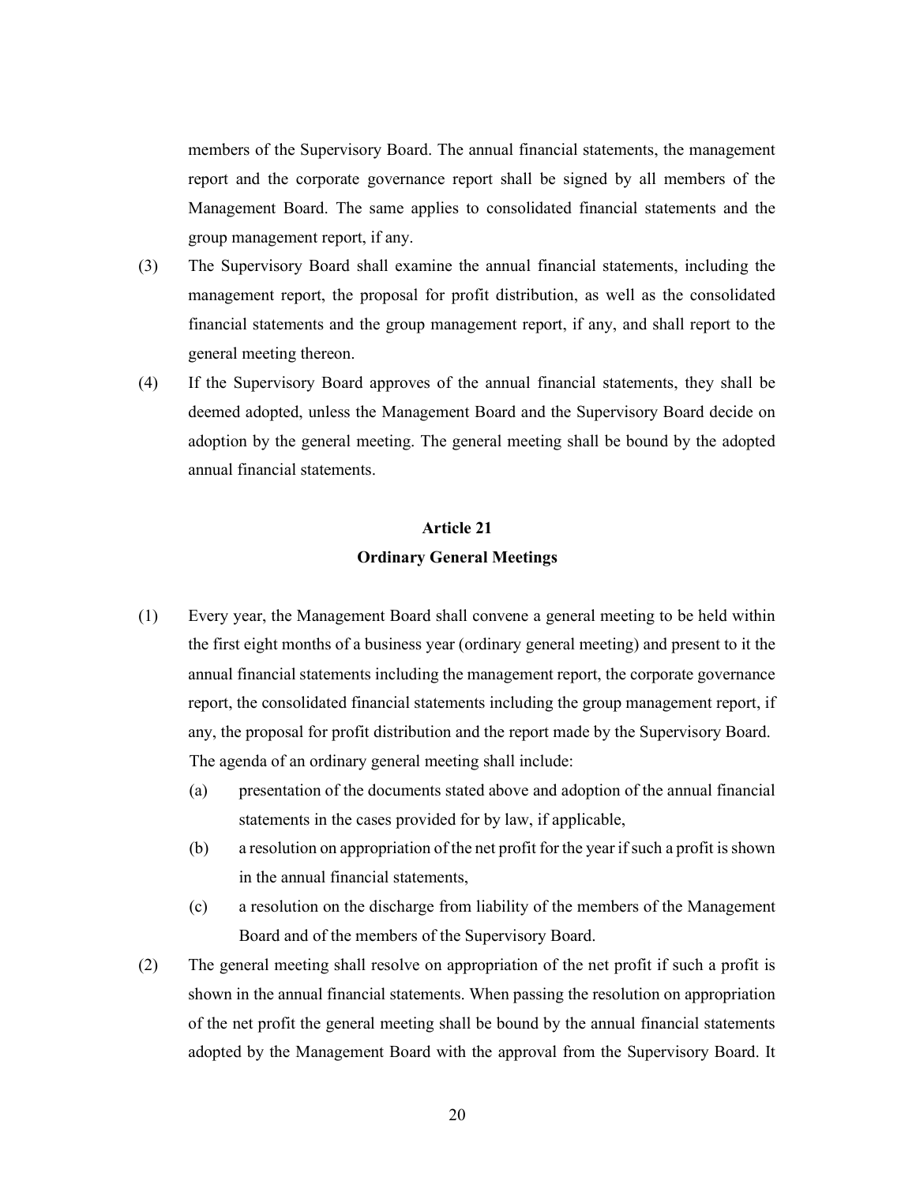members of the Supervisory Board. The annual financial statements, the management report and the corporate governance report shall be signed by all members of the Management Board. The same applies to consolidated financial statements and the group management report, if any.

(3) The Supervisory Board shall examine the annual financial statements, including the management report, the proposal for profit distribution, as well as the consolidated financial statements and the group management report, if any, and shall report to the general meeting thereon.

(4) If the Supervisory Board approves of the annual financial statements, they shall be deemed adopted, unless the Management Board and the Supervisory Board decide on adoption by the general meeting. The general meeting shall be bound by the adopted annual financial statements.

## Article 21
## Ordinary General Meetings

(1) Every year, the Management Board shall convene a general meeting to be held within the first eight months of a business year (ordinary general meeting) and present to it the annual financial statements including the management report, the corporate governance report, the consolidated financial statements including the group management report, if any, the proposal for profit distribution and the report made by the Supervisory Board. The agenda of an ordinary general meeting shall include:

   (a) presentation of the documents stated above and adoption of the annual financial statements in the cases provided for by law, if applicable,

   (b) a resolution on appropriation of the net profit for the year if such a profit is shown in the annual financial statements,

   (c) a resolution on the discharge from liability of the members of the Management Board and of the members of the Supervisory Board.

(2) The general meeting shall resolve on appropriation of the net profit if such a profit is shown in the annual financial statements. When passing the resolution on appropriation of the net profit the general meeting shall be bound by the annual financial statements adopted by the Management Board with the approval from the Supervisory Board. It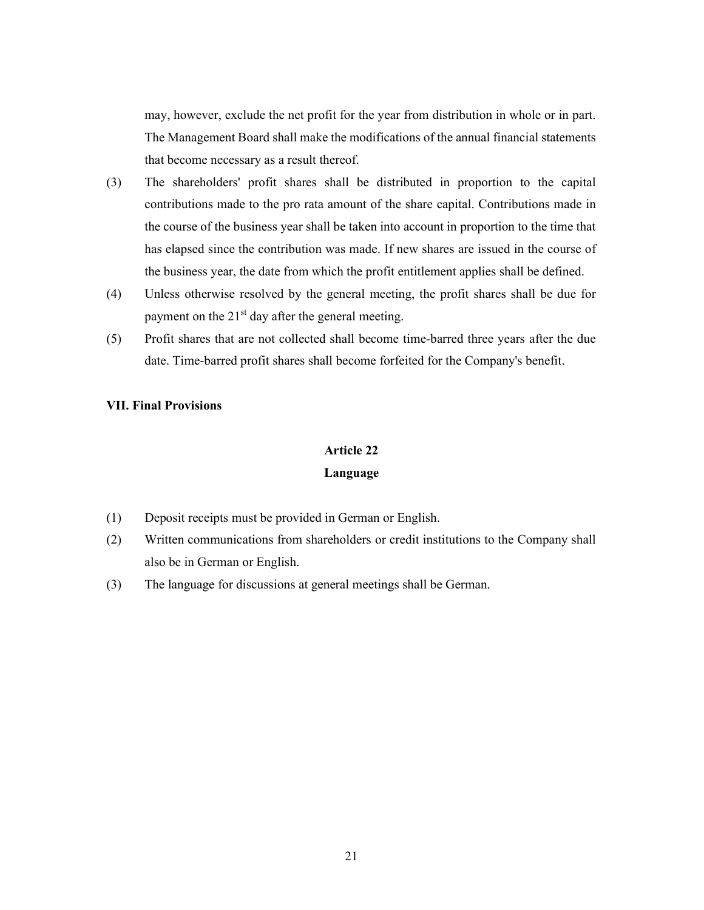may, however, exclude the net profit for the year from distribution in whole or in part. The Management Board shall make the modifications of the annual financial statements that become necessary as a result thereof.

(3) The shareholders' profit shares shall be distributed in proportion to the capital contributions made to the pro rata amount of the share capital. Contributions made in the course of the business year shall be taken into account in proportion to the time that has elapsed since the contribution was made. If new shares are issued in the course of the business year, the date from which the profit entitlement applies shall be defined.

(4) Unless otherwise resolved by the general meeting, the profit shares shall be due for payment on the 21st day after the general meeting.

(5) Profit shares that are not collected shall become time-barred three years after the due date. Time-barred profit shares shall become forfeited for the Company's benefit.

**VII. Final Provisions**

**Article 22**
**Language**

(1) Deposit receipts must be provided in German or English.

(2) Written communications from shareholders or credit institutions to the Company shall also be in German or English.

(3) The language for discussions at general meetings shall be German.